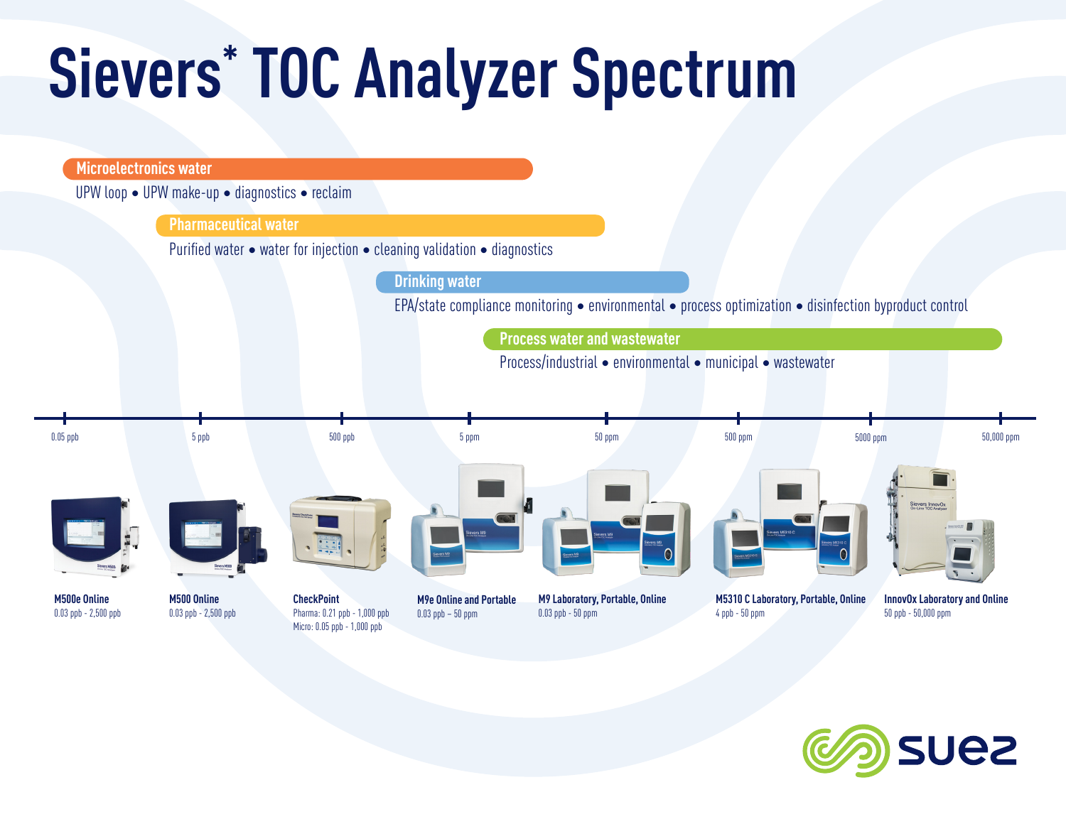# Sievers* TOC Analyzer Spectrum

**Microelectronics water**

UPW loop • UPW make-up • diagnostics • reclaim

**Pharmaceutical water**

Purified water • water for injection • cleaning validation • diagnostics

**Drinking water**

EPA/state compliance monitoring • environmental • process optimization • disinfection byproduct control

**Process water and wastewater**

Process/industrial • environmental • municipal • wastewater

0.05 ppb | 5 ppb | 500 ppb | 5 ppm | 50 ppm | 500 ppm | 5000 ppm | 50,000 ppm

**M500e Online**
0.03 ppb - 2,500 ppb

**M500 Online**
0.03 ppb - 2,500 ppb

**CheckPoint**
Pharma: 0.21 ppb - 1,000 ppb
Micro: 0.05 ppb - 1,000 ppb

**M9e Online and Portable**
0.03 ppb – 50 ppm

**M9 Laboratory, Portable, Online**
0.03 ppb - 50 ppm

**M5310 C Laboratory, Portable, Online**
4 ppb - 50 ppm

**InnovOx Laboratory and Online**
50 ppb - 50,000 ppm

suez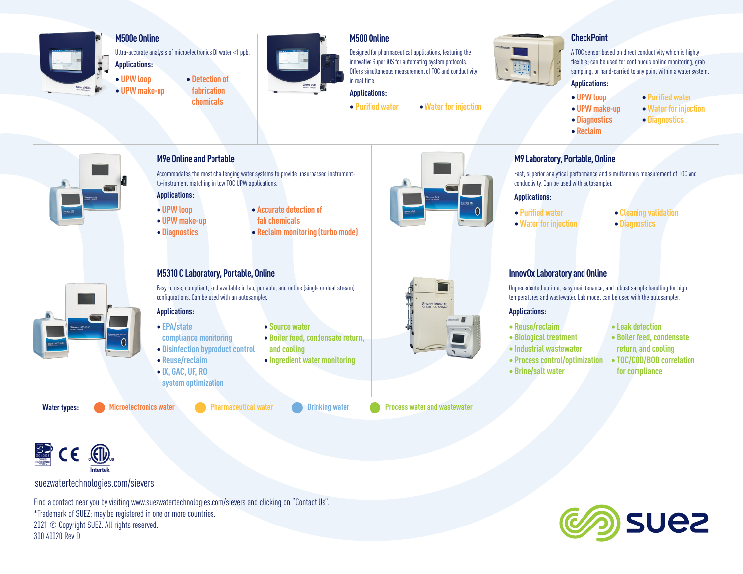## M500e Online

Ultra-accurate analysis of microelectronics DI water <1 ppb.

**Applications:**

- UPW loop
- UPW make-up
- Detection of fabrication chemicals

## M500 Online

Designed for pharmaceutical applications, featuring the innovative Super iOS for automating system protocols. Offers simultaneous measurement of TOC and conductivity in real time.

**Applications:**

- Purified water
- Water for injection

## CheckPoint

A TOC sensor based on direct conductivity which is highly flexible; can be used for continuous online monitoring, grab sampling, or hand-carried to any point within a water system.

**Applications:**

- UPW loop
- UPW make-up
- Diagnostics
- Reclaim
- Purified water
- Water for injection
- Diagnostics

## M9e Online and Portable

Accommodates the most challenging water systems to provide unsurpassed instrument-to-instrument matching in low TOC UPW applications.

**Applications:**

- UPW loop
- UPW make-up
- Diagnostics
- Accurate detection of fab chemicals
- Reclaim monitoring (turbo mode)

## M9 Laboratory, Portable, Online

Fast, superior analytical performance and simultaneous measurement of TOC and conductivity. Can be used with autosampler.

**Applications:**

- Purified water
- Water for injection
- Cleaning validation
- Diagnostics

## M5310 C Laboratory, Portable, Online

Easy to use, compliant, and available in lab, portable, and online (single or dual stream) configurations. Can be used with an autosampler.

**Applications:**

- EPA/state compliance monitoring
- Disinfection byproduct control
- Reuse/reclaim
- IX, GAC, UF, RO system optimization
- Source water
- Boiler feed, condensate return, and cooling
- Ingredient water monitoring

## InnovOx Laboratory and Online

Unprecedented uptime, easy maintenance, and robust sample handling for high temperatures and wastewater. Lab model can be used with the autosampler.

**Applications:**

- Reuse/reclaim
- Biological treatment
- Industrial wastewater
- Process control/optimization
- Brine/salt water
- Leak detection
- Boiler feed, condensate return, and cooling
- TOC/COD/BOD correlation for compliance

**Water types:** Microelectronics water | Pharmaceutical water | Drinking water | Process water and wastewater

suezwatertechnologies.com/sievers

Find a contact near you by visiting www.suezwatertechnologies.com/sievers and clicking on "Contact Us".
*Trademark of SUEZ; may be registered in one or more countries.
2021 © Copyright SUEZ. All rights reserved.
300 40020 Rev D